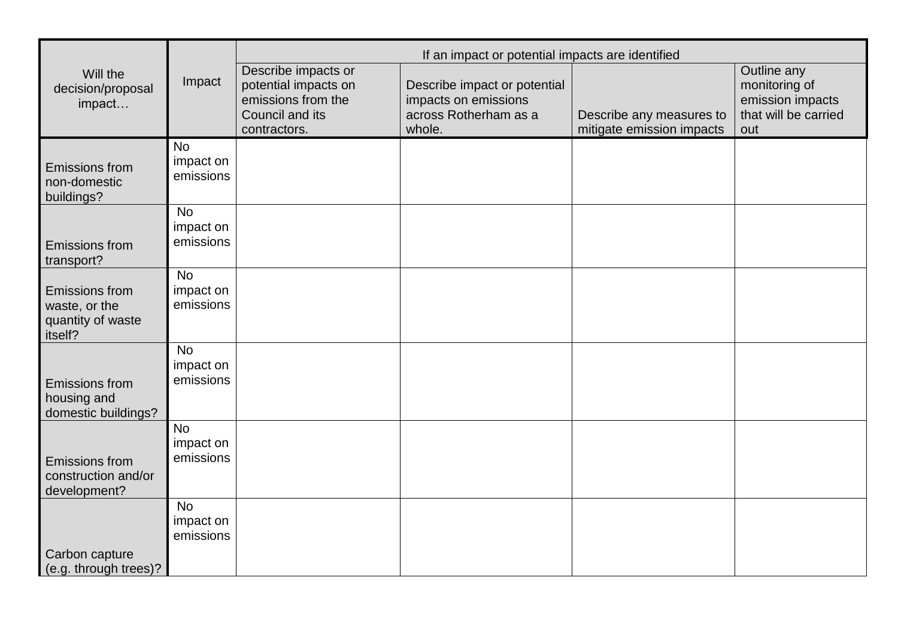| Will the decision/proposal impact… | Impact | If an impact or potential impacts are identified | | | |
|---|---|---|---|---|---|
| | | Describe impacts or potential impacts on emissions from the Council and its contractors. | Describe impact or potential impacts on emissions across Rotherham as a whole. | Describe any measures to mitigate emission impacts | Outline any monitoring of emission impacts that will be carried out |
| Emissions from non-domestic buildings? | No impact on emissions | | | | |
| Emissions from transport? | No impact on emissions | | | | |
| Emissions from waste, or the quantity of waste itself? | No impact on emissions | | | | |
| Emissions from housing and domestic buildings? | No impact on emissions | | | | |
| Emissions from construction and/or development? | No impact on emissions | | | | |
| Carbon capture (e.g. through trees)? | No impact on emissions | | | | |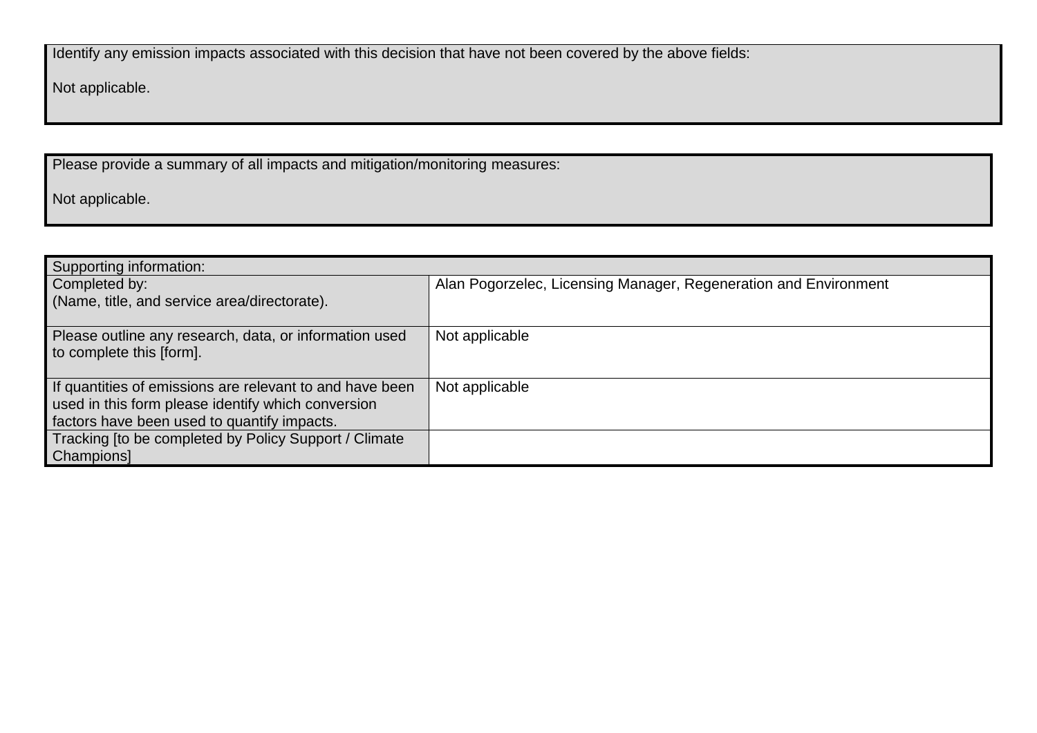| |
|---|
| Identify any emission impacts associated with this decision that have not been covered by the above fields:<br><br>Not applicable. |

| |
|---|
| Please provide a summary of all impacts and mitigation/monitoring measures:<br><br>Not applicable. |

| Supporting information: | |
|---|---|
| Completed by:<br>(Name, title, and service area/directorate). | Alan Pogorzelec, Licensing Manager, Regeneration and Environment |
| Please outline any research, data, or information used to complete this [form]. | Not applicable |
| If quantities of emissions are relevant to and have been used in this form please identify which conversion factors have been used to quantify impacts. | Not applicable |
| Tracking [to be completed by Policy Support / Climate Champions] | |